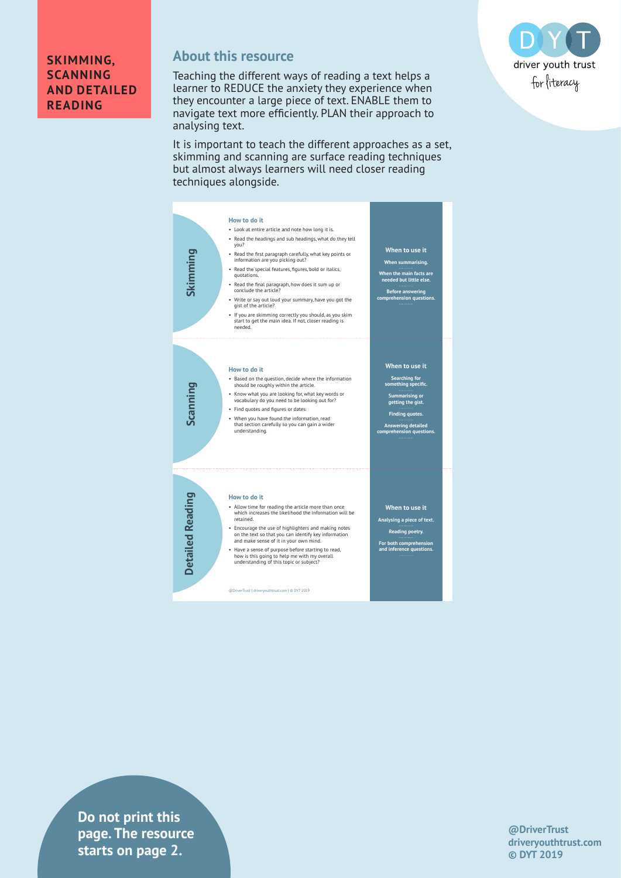# SKIMMING, SCANNING AND DETAILED READING

## About this resource

Teaching the different ways of reading a text helps a learner to REDUCE the anxiety they experience when they encounter a large piece of text. ENABLE them to navigate text more efficiently. PLAN their approach to analysing text.

It is important to teach the different approaches as a set, skimming and scanning are surface reading techniques but almost always learners will need closer reading techniques alongside.

driver youth trust for literacy

## Skimming

### How to do it

- Look at entire article and note how long it is.
- Read the headings and sub headings, what do they tell you?
- Read the first paragraph carefully, what key points or information are you picking out?
- Read the special features, figures, bold or italics, quotations.
- Read the final paragraph, how does it sum up or conclude the article?
- Write or say out loud your summary, have you got the gist of the article?
- If you are skimming correctly you should, as you skim start to get the main idea. If not, closer reading is needed.

### When to use it

**When summarising.**

**When the main facts are needed but little else.**

**Before answering comprehension questions.**

## Scanning

### How to do it

- Based on the question, decide where the information should be roughly within the article.
- Know what you are looking for, what key words or vocabulary do you need to be looking out for?
- Find quotes and figures or dates.
- When you have found the information, read that section carefully so you can gain a wider understanding.

### When to use it

**Searching for something specific.**

**Summarising or getting the gist.**

**Finding quotes.**

**Answering detailed comprehension questions.**

## Detailed Reading

### How to do it

- Allow time for reading the article more than once which increases the likelihood the information will be retained.
- Encourage the use of highlighters and making notes on the text so that you can identify key information and make sense of it in your own mind.
- Have a sense of purpose before starting to read, how is this going to help me with my overall understanding of this topic or subject?

### When to use it

**Analysing a piece of text.**

**Reading poetry.**

**For both comprehension and inference questions.**

@DriverTrust | driveryouthtrust.com | © DYT 2019

**Do not print this page. The resource starts on page 2.**

**@DriverTrust**
**driveryouthtrust.com**
**© DYT 2019**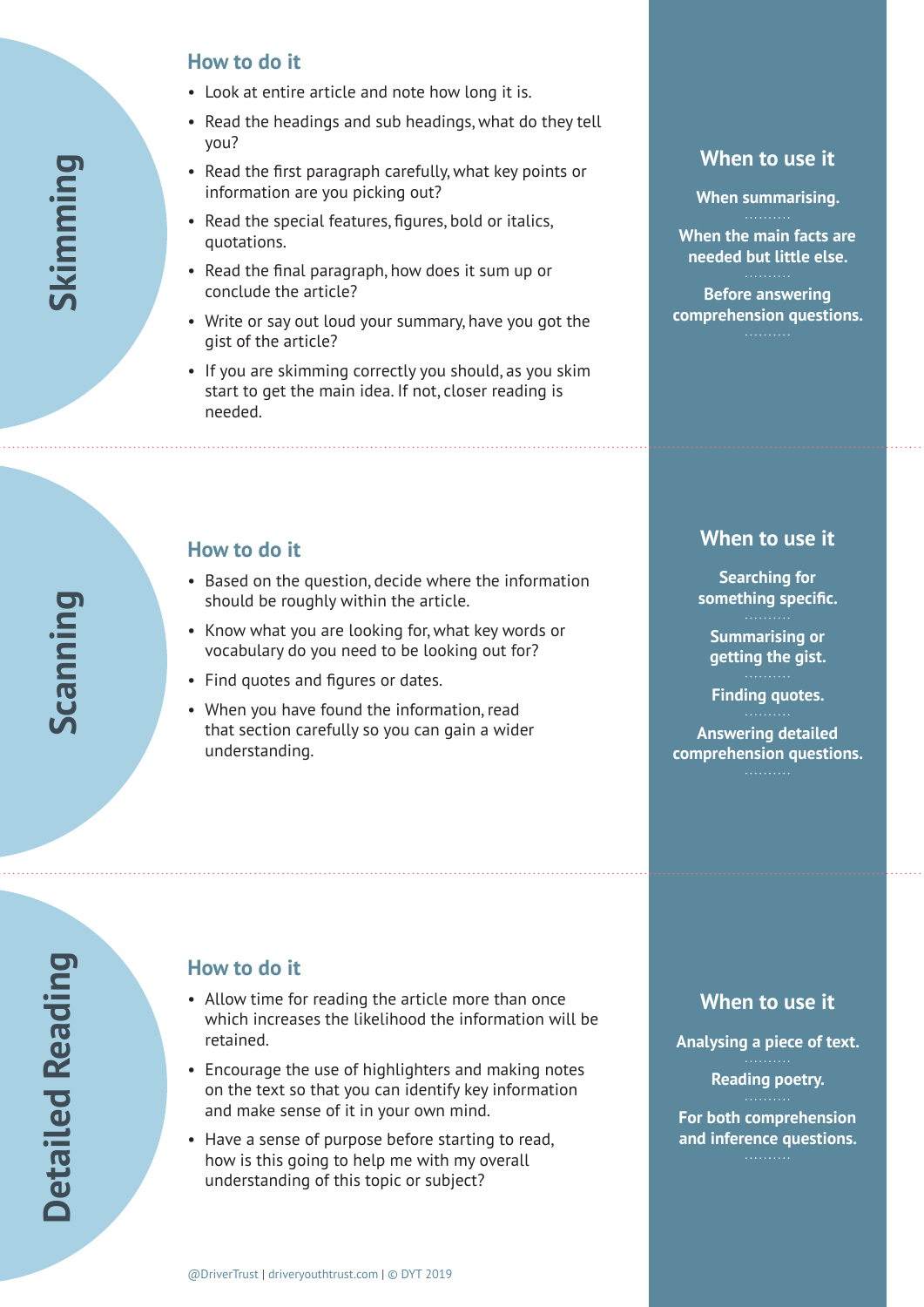## Skimming

### How to do it

- Look at entire article and note how long it is.
- Read the headings and sub headings, what do they tell you?
- Read the first paragraph carefully, what key points or information are you picking out?
- Read the special features, figures, bold or italics, quotations.
- Read the final paragraph, how does it sum up or conclude the article?
- Write or say out loud your summary, have you got the gist of the article?
- If you are skimming correctly you should, as you skim start to get the main idea. If not, closer reading is needed.

### When to use it

**When summarising.**

**When the main facts are needed but little else.**

**Before answering comprehension questions.**

## Scanning

### How to do it

- Based on the question, decide where the information should be roughly within the article.
- Know what you are looking for, what key words or vocabulary do you need to be looking out for?
- Find quotes and figures or dates.
- When you have found the information, read that section carefully so you can gain a wider understanding.

### When to use it

**Searching for something specific.**

**Summarising or getting the gist.**

**Finding quotes.**

**Answering detailed comprehension questions.**

## Detailed Reading

### How to do it

- Allow time for reading the article more than once which increases the likelihood the information will be retained.
- Encourage the use of highlighters and making notes on the text so that you can identify key information and make sense of it in your own mind.
- Have a sense of purpose before starting to read, how is this going to help me with my overall understanding of this topic or subject?

### When to use it

**Analysing a piece of text.**

**Reading poetry.**

**For both comprehension and inference questions.**

@DriverTrust | driveryouthtrust.com | © DYT 2019